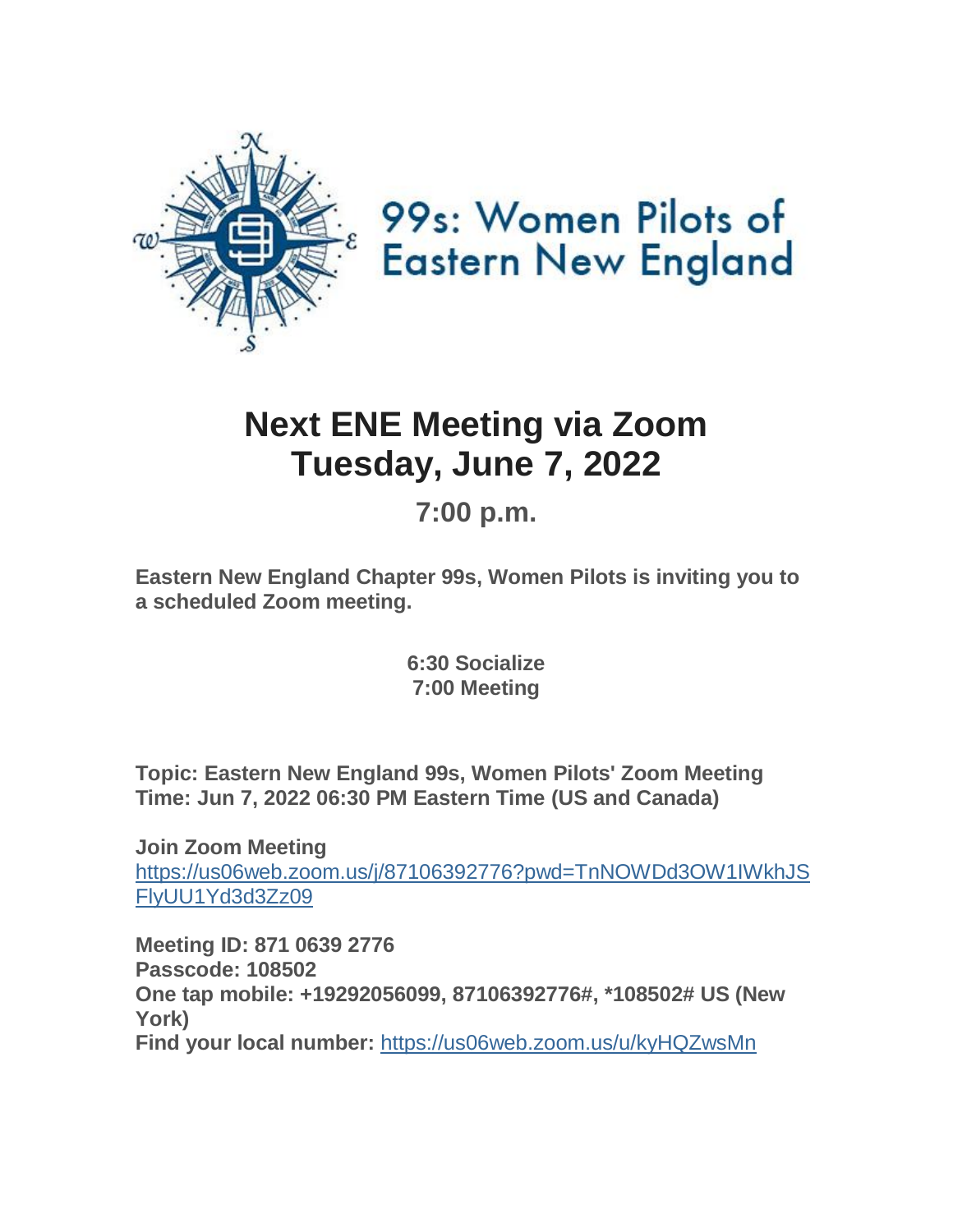99s: Women Pilots of Eastern New England

# Next ENE Meeting via Zoom
# Tuesday, June 7, 2022

## 7:00 p.m.

**Eastern New England Chapter 99s, Women Pilots is inviting you to a scheduled Zoom meeting.**

**6:30 Socialize**
**7:00 Meeting**

**Topic: Eastern New England 99s, Women Pilots' Zoom Meeting**
**Time: Jun 7, 2022 06:30 PM Eastern Time (US and Canada)**

**Join Zoom Meeting**
https://us06web.zoom.us/j/87106392776?pwd=TnNOWDd3OW1IWkhJSFlyUU1Yd3d3Zz09

**Meeting ID: 871 0639 2776**
**Passcode: 108502**
**One tap mobile: +19292056099, 87106392776#, *108502# US (New York)**
**Find your local number:** https://us06web.zoom.us/u/kyHQZwsMn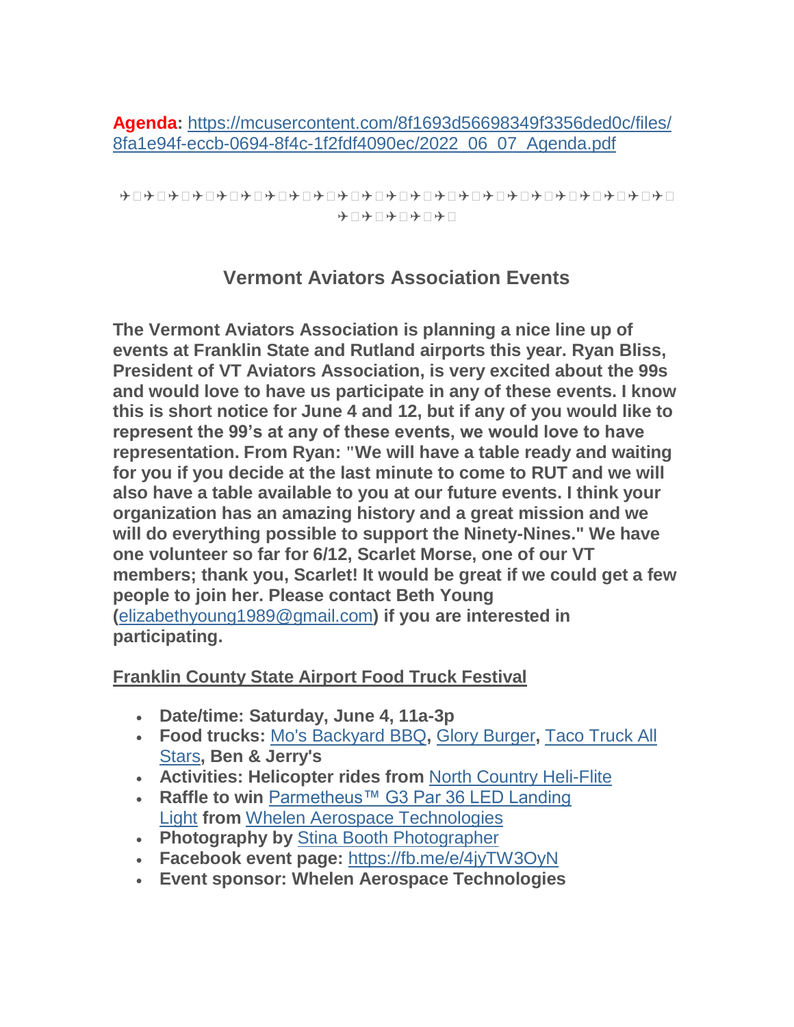**Agenda:** [https://mcusercontent.com/8f1693d56698349f3356ded0c/files/8fa1e94f-eccb-0694-8f4c-1f2fdf4090ec/2022_06_07_Agenda.pdf](https://mcusercontent.com/8f1693d56698349f3356ded0c/files/8fa1e94f-eccb-0694-8f4c-1f2fdf4090ec/2022_06_07_Agenda.pdf)

✈︎✈︎✈︎✈︎✈︎✈︎✈︎✈︎✈︎✈︎✈︎✈︎✈︎✈︎✈︎✈︎✈︎✈︎✈︎✈︎✈︎✈︎✈︎✈︎✈︎✈︎✈︎✈︎

## Vermont Aviators Association Events

**The Vermont Aviators Association is planning a nice line up of events at Franklin State and Rutland airports this year. Ryan Bliss, President of VT Aviators Association, is very excited about the 99s and would love to have us participate in any of these events. I know this is short notice for June 4 and 12, but if any of you would like to represent the 99's at any of these events, we would love to have representation. From Ryan: "We will have a table ready and waiting for you if you decide at the last minute to come to RUT and we will also have a table available to you at our future events. I think your organization has an amazing history and a great mission and we will do everything possible to support the Ninety-Nines." We have one volunteer so far for 6/12, Scarlet Morse, one of our VT members; thank you, Scarlet! It would be great if we could get a few people to join her. Please contact Beth Young ([elizabethyoung1989@gmail.com](mailto:elizabethyoung1989@gmail.com)) if you are interested in participating.**

**Franklin County State Airport Food Truck Festival**

- **Date/time: Saturday, June 4, 11a-3p**
- **Food trucks:** Mo's Backyard BBQ**,** Glory Burger**,** Taco Truck All Stars**, Ben & Jerry's**
- **Activities: Helicopter rides from** North Country Heli-Flite
- **Raffle to win** Parmetheus™ G3 Par 36 LED Landing Light **from** Whelen Aerospace Technologies
- **Photography by** Stina Booth Photographer
- **Facebook event page:** [https://fb.me/e/4jyTW3OyN](https://fb.me/e/4jyTW3OyN)
- **Event sponsor: Whelen Aerospace Technologies**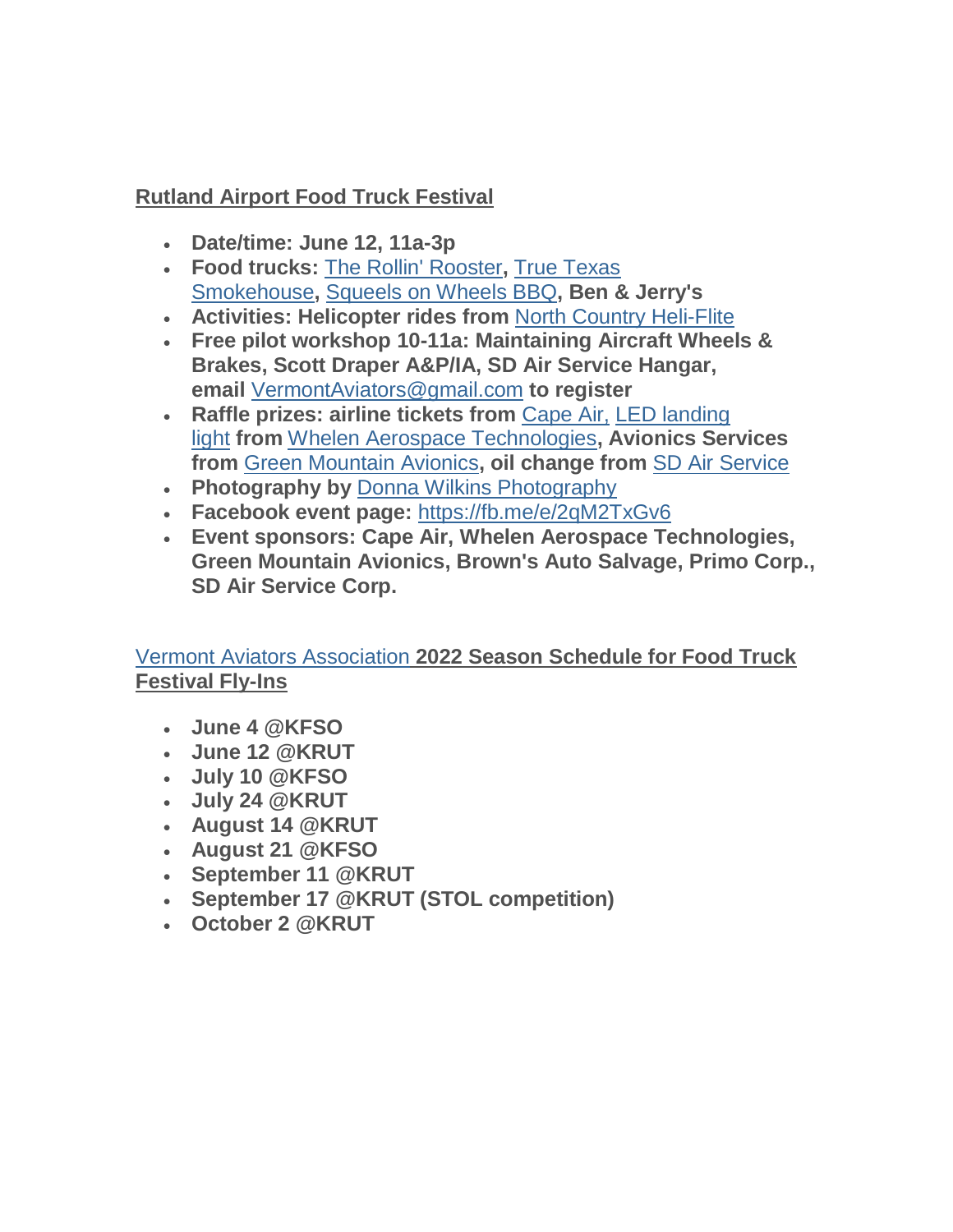**Rutland Airport Food Truck Festival**

- **Date/time: June 12, 11a-3p**
- **Food trucks:** The Rollin' Rooster**,** True Texas Smokehouse**,** Squeels on Wheels BBQ**, Ben & Jerry's**
- **Activities: Helicopter rides from** North Country Heli-Flite
- **Free pilot workshop 10-11a: Maintaining Aircraft Wheels & Brakes, Scott Draper A&P/IA, SD Air Service Hangar, email** VermontAviators@gmail.com **to register**
- **Raffle prizes: airline tickets from** Cape Air, LED landing light **from** Whelen Aerospace Technologies**, Avionics Services from** Green Mountain Avionics**, oil change from** SD Air Service
- **Photography by** Donna Wilkins Photography
- **Facebook event page:** https://fb.me/e/2qM2TxGv6
- **Event sponsors: Cape Air, Whelen Aerospace Technologies, Green Mountain Avionics, Brown's Auto Salvage, Primo Corp., SD Air Service Corp.**

Vermont Aviators Association **2022 Season Schedule for Food Truck Festival Fly-Ins**

- **June 4 @KFSO**
- **June 12 @KRUT**
- **July 10 @KFSO**
- **July 24 @KRUT**
- **August 14 @KRUT**
- **August 21 @KFSO**
- **September 11 @KRUT**
- **September 17 @KRUT (STOL competition)**
- **October 2 @KRUT**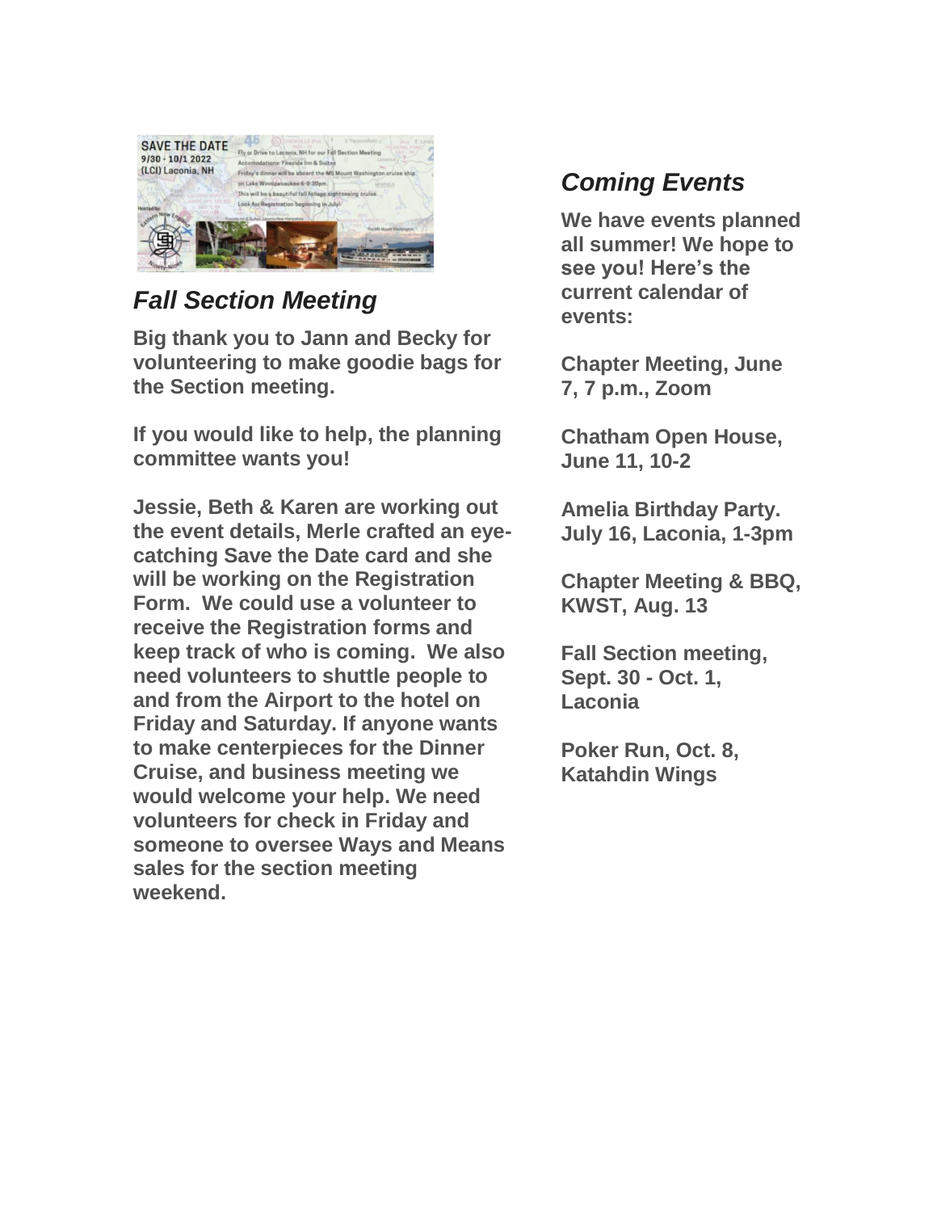## *Fall Section Meeting*

**Big thank you to Jann and Becky for volunteering to make goodie bags for the Section meeting.**

**If you would like to help, the planning committee wants you!**

**Jessie, Beth & Karen are working out the event details, Merle crafted an eye-catching Save the Date card and she will be working on the Registration Form. We could use a volunteer to receive the Registration forms and keep track of who is coming. We also need volunteers to shuttle people to and from the Airport to the hotel on Friday and Saturday. If anyone wants to make centerpieces for the Dinner Cruise, and business meeting we would welcome your help. We need volunteers for check in Friday and someone to oversee Ways and Means sales for the section meeting weekend.**

## *Coming Events*

**We have events planned all summer! We hope to see you! Here's the current calendar of events:**

**Chapter Meeting, June 7, 7 p.m., Zoom**

**Chatham Open House, June 11, 10-2**

**Amelia Birthday Party. July 16, Laconia, 1-3pm**

**Chapter Meeting & BBQ, KWST, Aug. 13**

**Fall Section meeting, Sept. 30 - Oct. 1, Laconia**

**Poker Run, Oct. 8, Katahdin Wings**